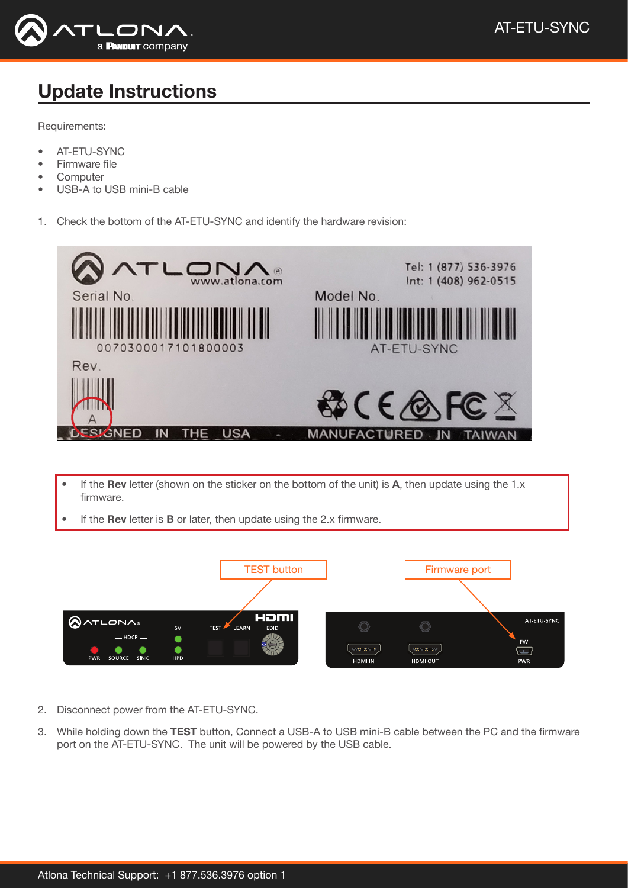## Update Instructions

Requirements:

- AT-ETU-SYNC
- Firmware file
- Computer
- USB-A to USB mini-B cable

1. Check the bottom of the AT-ETU-SYNC and identify the hardware revision:

- If the **Rev** letter (shown on the sticker on the bottom of the unit) is **A**, then update using the 1.x firmware.
- If the **Rev** letter is **B** or later, then update using the 2.x firmware.

2. Disconnect power from the AT-ETU-SYNC.
3. While holding down the **TEST** button, Connect a USB-A to USB mini-B cable between the PC and the firmware port on the AT-ETU-SYNC. The unit will be powered by the USB cable.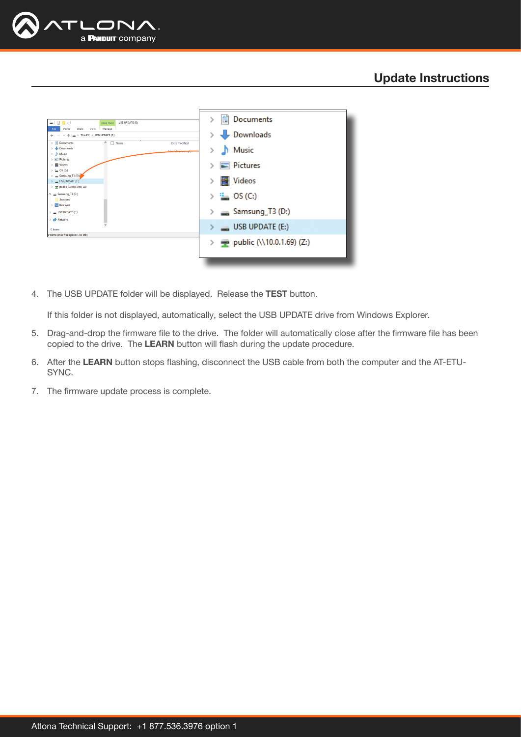## Update Instructions

4. The USB UPDATE folder will be displayed. Release the **TEST** button.

   If this folder is not displayed, automatically, select the USB UPDATE drive from Windows Explorer.

5. Drag-and-drop the firmware file to the drive. The folder will automatically close after the firmware file has been copied to the drive. The **LEARN** button will flash during the update procedure.

6. After the **LEARN** button stops flashing, disconnect the USB cable from both the computer and the AT-ETU-SYNC.

7. The firmware update process is complete.